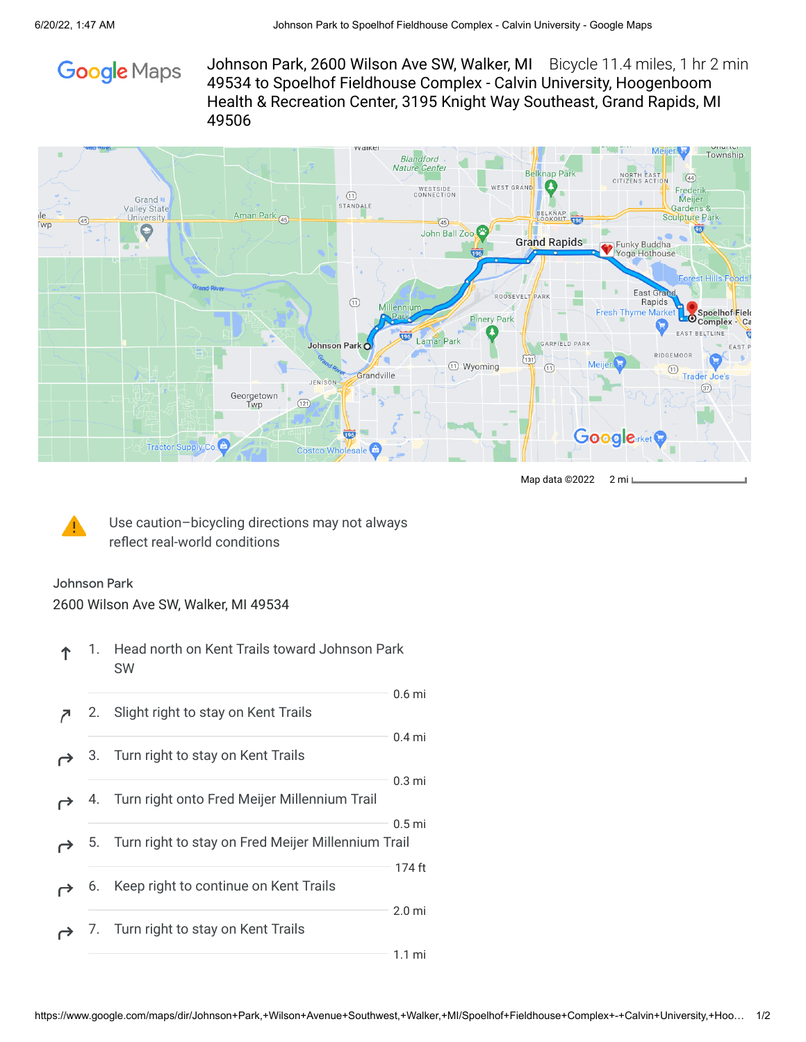Google Maps

Johnson Park, 2600 Wilson Ave SW, Walker, MI 49534 to Spoelhof Fieldhouse Complex - Calvin University, Hoogenboom Health & Recreation Center, 3195 Knight Way Southeast, Grand Rapids, MI 49506

Bicycle 11.4 miles, 1 hr 2 min

Map data ©2022 2 mi

Use caution–bicycling directions may not always reflect real-world conditions

Johnson Park
2600 Wilson Ave SW, Walker, MI 49534

1. Head north on Kent Trails toward Johnson Park SW

   0.6 mi

2. Slight right to stay on Kent Trails

   0.4 mi

3. Turn right to stay on Kent Trails

   0.3 mi

4. Turn right onto Fred Meijer Millennium Trail

   0.5 mi

5. Turn right to stay on Fred Meijer Millennium Trail

   174 ft

6. Keep right to continue on Kent Trails

   2.0 mi

7. Turn right to stay on Kent Trails

   1.1 mi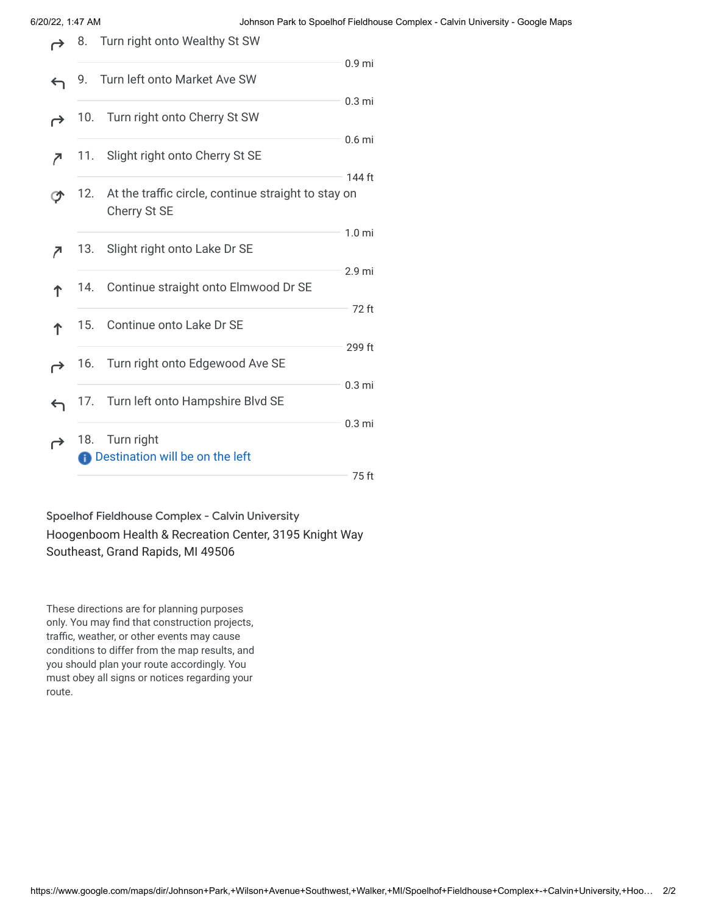8. Turn right onto Wealthy St SW

0.9 mi

9. Turn left onto Market Ave SW

0.3 mi

10. Turn right onto Cherry St SW

0.6 mi

11. Slight right onto Cherry St SE

144 ft

12. At the traffic circle, continue straight to stay on Cherry St SE

1.0 mi

13. Slight right onto Lake Dr SE

2.9 mi

14. Continue straight onto Elmwood Dr SE

72 ft

15. Continue onto Lake Dr SE

299 ft

16. Turn right onto Edgewood Ave SE

0.3 mi

17. Turn left onto Hampshire Blvd SE

0.3 mi

18. Turn right

Destination will be on the left

75 ft

Spoelhof Fieldhouse Complex - Calvin University

Hoogenboom Health & Recreation Center, 3195 Knight Way Southeast, Grand Rapids, MI 49506

These directions are for planning purposes only. You may find that construction projects, traffic, weather, or other events may cause conditions to differ from the map results, and you should plan your route accordingly. You must obey all signs or notices regarding your route.